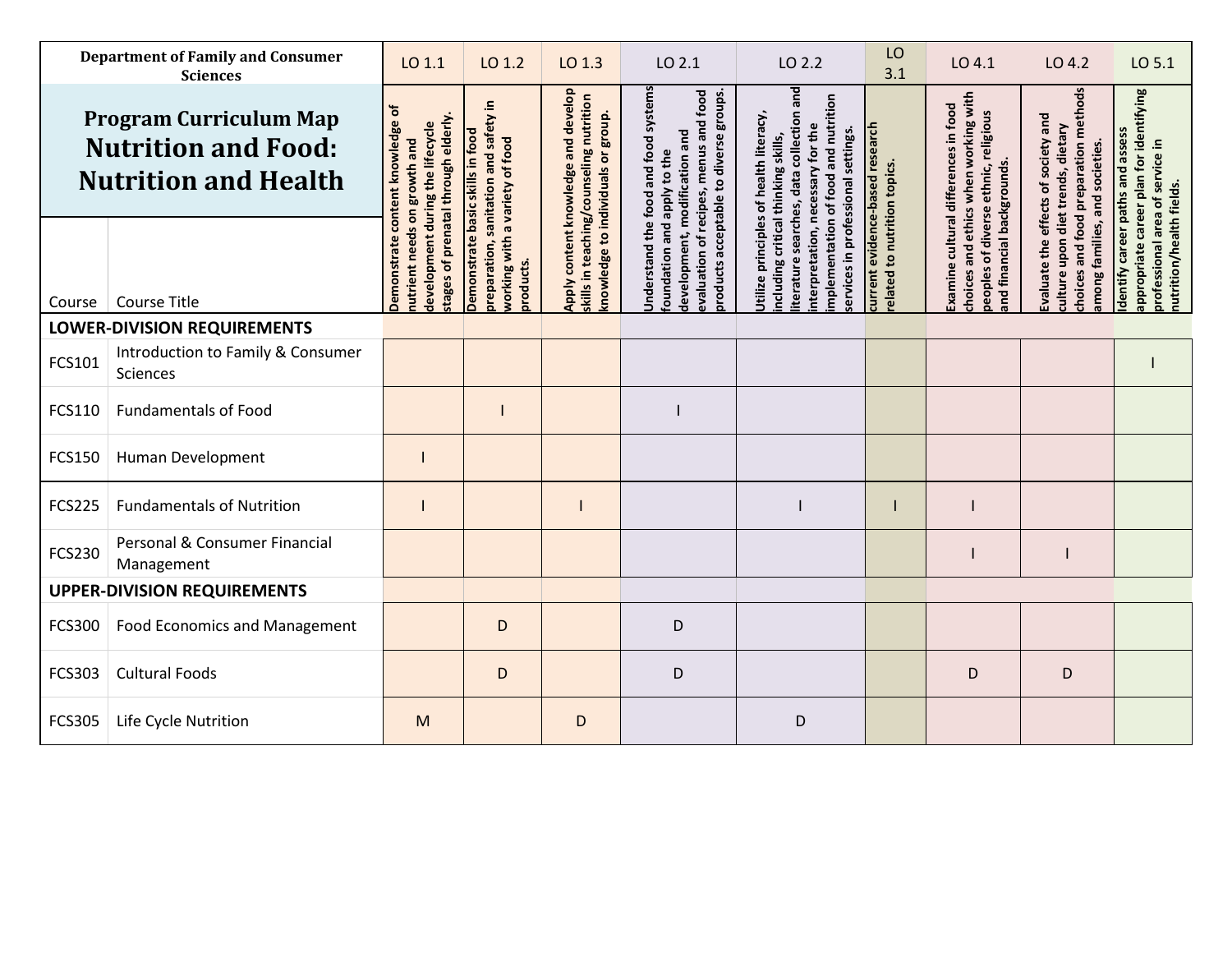**Department of Family and Consumer Sciences**

# Program Curriculum Map
# Nutrition and Food: Nutrition and Health

| Course | Course Title | LO 1.1 | LO 1.2 | LO 1.3 | LO 2.1 | LO 2.2 | LO 3.1 | LO 4.1 | LO 4.2 | LO 5.1 |
|---|---|---|---|---|---|---|---|---|---|---|
| | | Demonstrate content knowledge of nutrient needs on growth and development during the lifecycle stages of prenatal through elderly. | Demonstrate basic skills in food preparation, sanitation and safety in working with a variety of food products. | Apply content knowledge and develop skills in teaching/counseling nutrition knowledge to individuals or group. | Understand the food and food systems foundation and apply to the development, modification and evaluation of recipes, menus and food products acceptable to diverse groups. | Utilize principles of health literacy, including critical thinking skills, literature searches, data collection and interpretation, necessary for the implementation of food and nutrition services in professional settings. | current evidence-based research related to nutrition topics. | Examine cultural differences in food choices and ethics when working with peoples of diverse ethnic, religious and financial backgrounds. | Evaluate the effects of society and culture upon diet trends, dietary choices and food preparation methods among families, and societies. | Identify career paths and assess appropriate career plan for identifying professional area of service in nutrition/health fields. |
| **LOWER-DIVISION REQUIREMENTS** | | | | | | | | | | |
| FCS101 | Introduction to Family & Consumer Sciences | | | | | | | | | I |
| FCS110 | Fundamentals of Food | | I | | I | | | | | |
| FCS150 | Human Development | I | | | | | | | | |
| FCS225 | Fundamentals of Nutrition | I | | I | | I | I | I | | |
| FCS230 | Personal & Consumer Financial Management | | | | | | | I | I | |
| **UPPER-DIVISION REQUIREMENTS** | | | | | | | | | | |
| FCS300 | Food Economics and Management | | D | | D | | | | | |
| FCS303 | Cultural Foods | | D | | D | | | D | D | |
| FCS305 | Life Cycle Nutrition | M | | D | | D | | | | |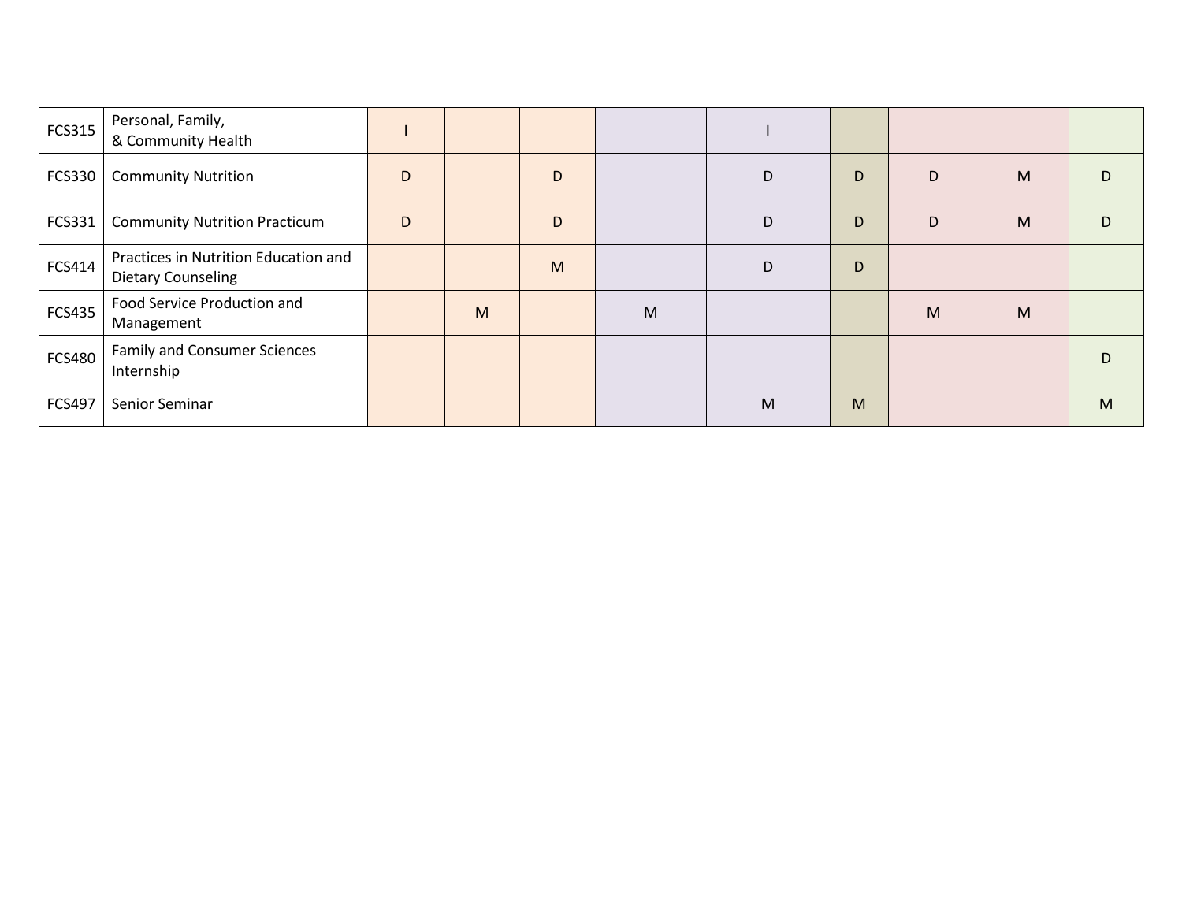| | | | | | | | | | | |
|---|---|---|---|---|---|---|---|---|---|---|
| FCS315 | Personal, Family, & Community Health | I | | | | I | | | | |
| FCS330 | Community Nutrition | D | | D | | D | D | D | M | D |
| FCS331 | Community Nutrition Practicum | D | | D | | D | D | D | M | D |
| FCS414 | Practices in Nutrition Education and Dietary Counseling | | | M | | D | D | | | |
| FCS435 | Food Service Production and Management | | M | | M | | | M | M | |
| FCS480 | Family and Consumer Sciences Internship | | | | | | | | | D |
| FCS497 | Senior Seminar | | | | | M | M | | | M |